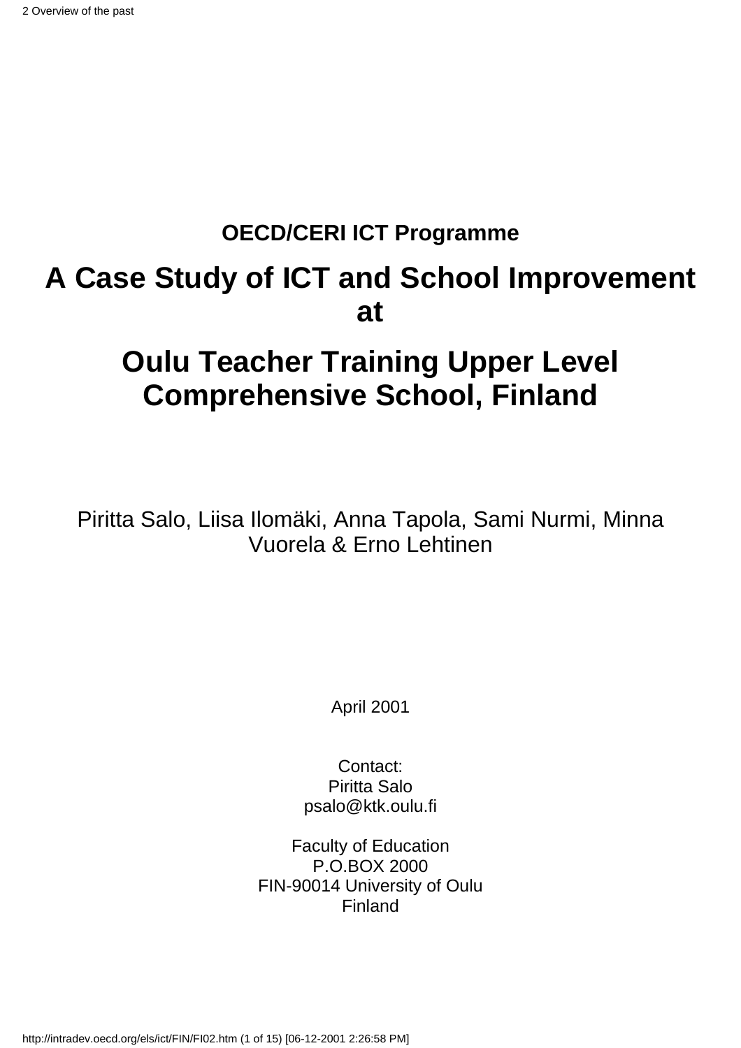**OECD/CERI ICT Programme**

# A Case Study of ICT and School Improvement at

# Oulu Teacher Training Upper Level Comprehensive School, Finland

Piritta Salo, Liisa Ilomäki, Anna Tapola, Sami Nurmi, Minna Vuorela & Erno Lehtinen

April 2001

Contact:
Piritta Salo
psalo@ktk.oulu.fi

Faculty of Education
P.O.BOX 2000
FIN-90014 University of Oulu
Finland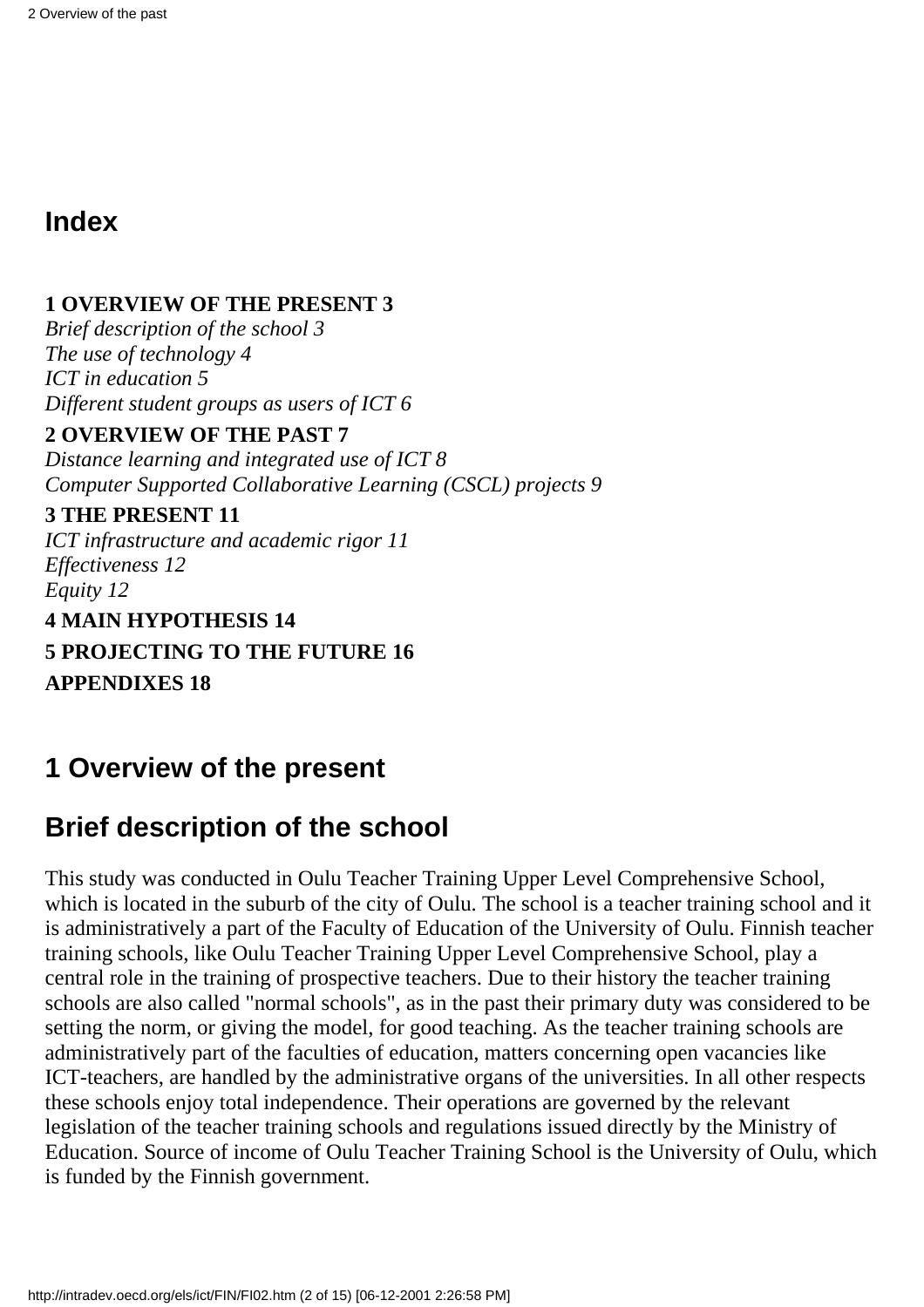## Index

**1 OVERVIEW OF THE PRESENT 3**
*Brief description of the school 3*
*The use of technology 4*
*ICT in education 5*
*Different student groups as users of ICT 6*

**2 OVERVIEW OF THE PAST 7**
*Distance learning and integrated use of ICT 8*
*Computer Supported Collaborative Learning (CSCL) projects 9*

**3 THE PRESENT 11**
*ICT infrastructure and academic rigor 11*
*Effectiveness 12*
*Equity 12*

**4 MAIN HYPOTHESIS 14**

**5 PROJECTING TO THE FUTURE 16**

**APPENDIXES 18**

## 1 Overview of the present

## Brief description of the school

This study was conducted in Oulu Teacher Training Upper Level Comprehensive School, which is located in the suburb of the city of Oulu. The school is a teacher training school and it is administratively a part of the Faculty of Education of the University of Oulu. Finnish teacher training schools, like Oulu Teacher Training Upper Level Comprehensive School, play a central role in the training of prospective teachers. Due to their history the teacher training schools are also called "normal schools", as in the past their primary duty was considered to be setting the norm, or giving the model, for good teaching. As the teacher training schools are administratively part of the faculties of education, matters concerning open vacancies like ICT-teachers, are handled by the administrative organs of the universities. In all other respects these schools enjoy total independence. Their operations are governed by the relevant legislation of the teacher training schools and regulations issued directly by the Ministry of Education. Source of income of Oulu Teacher Training School is the University of Oulu, which is funded by the Finnish government.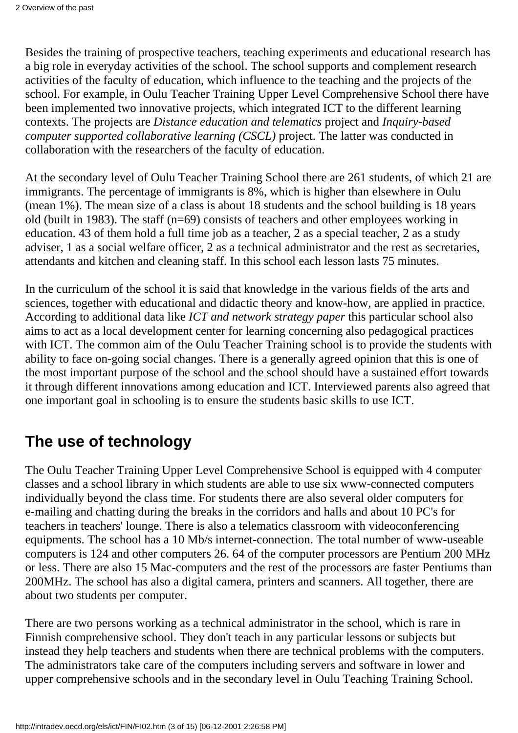Besides the training of prospective teachers, teaching experiments and educational research has a big role in everyday activities of the school. The school supports and complement research activities of the faculty of education, which influence to the teaching and the projects of the school. For example, in Oulu Teacher Training Upper Level Comprehensive School there have been implemented two innovative projects, which integrated ICT to the different learning contexts. The projects are *Distance education and telematics* project and *Inquiry-based computer supported collaborative learning (CSCL)* project. The latter was conducted in collaboration with the researchers of the faculty of education.

At the secondary level of Oulu Teacher Training School there are 261 students, of which 21 are immigrants. The percentage of immigrants is 8%, which is higher than elsewhere in Oulu (mean 1%). The mean size of a class is about 18 students and the school building is 18 years old (built in 1983). The staff (n=69) consists of teachers and other employees working in education. 43 of them hold a full time job as a teacher, 2 as a special teacher, 2 as a study adviser, 1 as a social welfare officer, 2 as a technical administrator and the rest as secretaries, attendants and kitchen and cleaning staff. In this school each lesson lasts 75 minutes.

In the curriculum of the school it is said that knowledge in the various fields of the arts and sciences, together with educational and didactic theory and know-how, are applied in practice. According to additional data like *ICT and network strategy paper* this particular school also aims to act as a local development center for learning concerning also pedagogical practices with ICT. The common aim of the Oulu Teacher Training school is to provide the students with ability to face on-going social changes. There is a generally agreed opinion that this is one of the most important purpose of the school and the school should have a sustained effort towards it through different innovations among education and ICT. Interviewed parents also agreed that one important goal in schooling is to ensure the students basic skills to use ICT.

## The use of technology

The Oulu Teacher Training Upper Level Comprehensive School is equipped with 4 computer classes and a school library in which students are able to use six www-connected computers individually beyond the class time. For students there are also several older computers for e-mailing and chatting during the breaks in the corridors and halls and about 10 PC's for teachers in teachers' lounge. There is also a telematics classroom with videoconferencing equipments. The school has a 10 Mb/s internet-connection. The total number of www-useable computers is 124 and other computers 26. 64 of the computer processors are Pentium 200 MHz or less. There are also 15 Mac-computers and the rest of the processors are faster Pentiums than 200MHz. The school has also a digital camera, printers and scanners. All together, there are about two students per computer.

There are two persons working as a technical administrator in the school, which is rare in Finnish comprehensive school. They don't teach in any particular lessons or subjects but instead they help teachers and students when there are technical problems with the computers. The administrators take care of the computers including servers and software in lower and upper comprehensive schools and in the secondary level in Oulu Teaching Training School.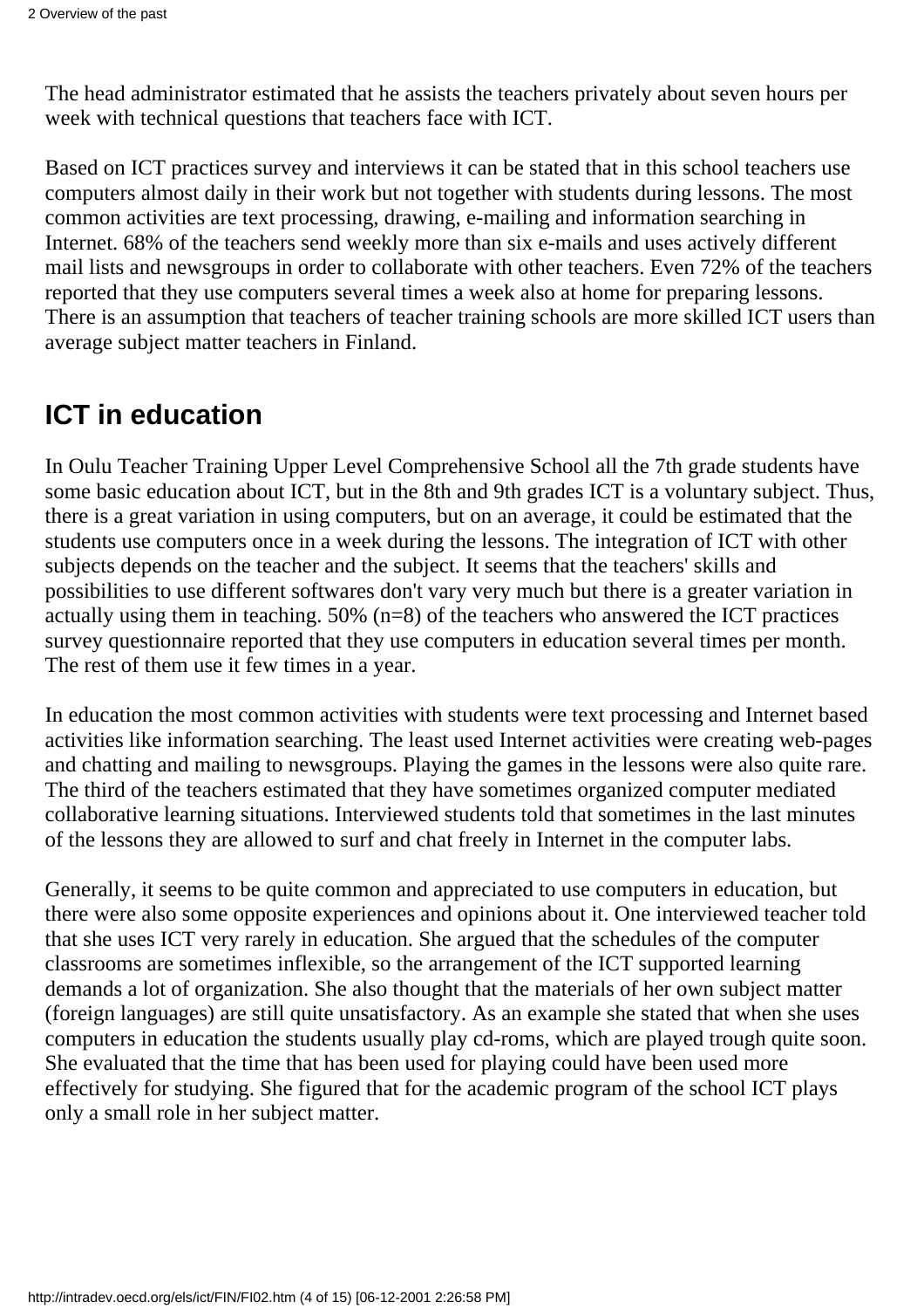The head administrator estimated that he assists the teachers privately about seven hours per week with technical questions that teachers face with ICT.

Based on ICT practices survey and interviews it can be stated that in this school teachers use computers almost daily in their work but not together with students during lessons. The most common activities are text processing, drawing, e-mailing and information searching in Internet. 68% of the teachers send weekly more than six e-mails and uses actively different mail lists and newsgroups in order to collaborate with other teachers. Even 72% of the teachers reported that they use computers several times a week also at home for preparing lessons. There is an assumption that teachers of teacher training schools are more skilled ICT users than average subject matter teachers in Finland.

## ICT in education

In Oulu Teacher Training Upper Level Comprehensive School all the 7th grade students have some basic education about ICT, but in the 8th and 9th grades ICT is a voluntary subject. Thus, there is a great variation in using computers, but on an average, it could be estimated that the students use computers once in a week during the lessons. The integration of ICT with other subjects depends on the teacher and the subject. It seems that the teachers' skills and possibilities to use different softwares don't vary very much but there is a greater variation in actually using them in teaching. 50% (n=8) of the teachers who answered the ICT practices survey questionnaire reported that they use computers in education several times per month. The rest of them use it few times in a year.

In education the most common activities with students were text processing and Internet based activities like information searching. The least used Internet activities were creating web-pages and chatting and mailing to newsgroups. Playing the games in the lessons were also quite rare. The third of the teachers estimated that they have sometimes organized computer mediated collaborative learning situations. Interviewed students told that sometimes in the last minutes of the lessons they are allowed to surf and chat freely in Internet in the computer labs.

Generally, it seems to be quite common and appreciated to use computers in education, but there were also some opposite experiences and opinions about it. One interviewed teacher told that she uses ICT very rarely in education. She argued that the schedules of the computer classrooms are sometimes inflexible, so the arrangement of the ICT supported learning demands a lot of organization. She also thought that the materials of her own subject matter (foreign languages) are still quite unsatisfactory. As an example she stated that when she uses computers in education the students usually play cd-roms, which are played trough quite soon. She evaluated that the time that has been used for playing could have been used more effectively for studying. She figured that for the academic program of the school ICT plays only a small role in her subject matter.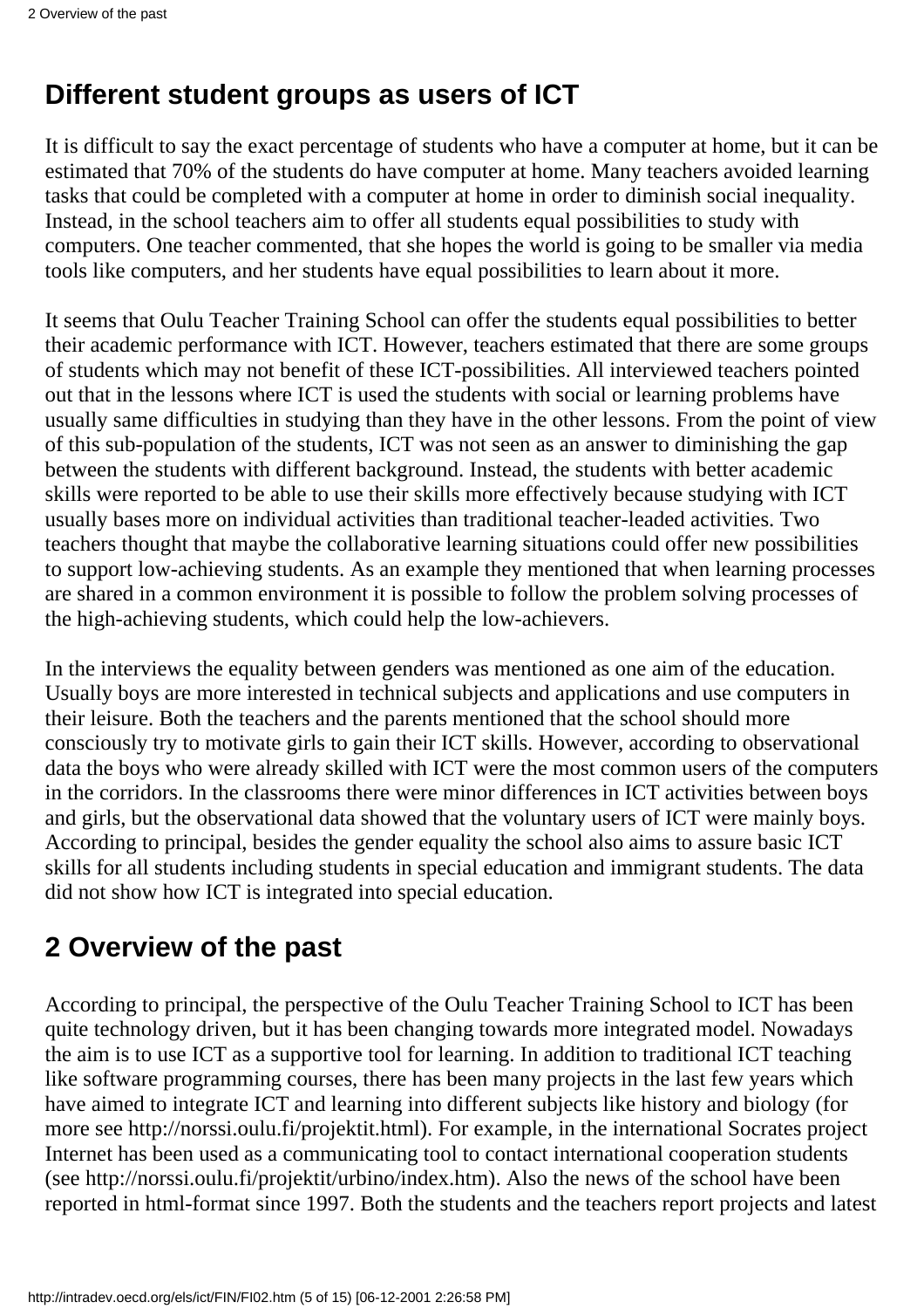## Different student groups as users of ICT

It is difficult to say the exact percentage of students who have a computer at home, but it can be estimated that 70% of the students do have computer at home. Many teachers avoided learning tasks that could be completed with a computer at home in order to diminish social inequality. Instead, in the school teachers aim to offer all students equal possibilities to study with computers. One teacher commented, that she hopes the world is going to be smaller via media tools like computers, and her students have equal possibilities to learn about it more.

It seems that Oulu Teacher Training School can offer the students equal possibilities to better their academic performance with ICT. However, teachers estimated that there are some groups of students which may not benefit of these ICT-possibilities. All interviewed teachers pointed out that in the lessons where ICT is used the students with social or learning problems have usually same difficulties in studying than they have in the other lessons. From the point of view of this sub-population of the students, ICT was not seen as an answer to diminishing the gap between the students with different background. Instead, the students with better academic skills were reported to be able to use their skills more effectively because studying with ICT usually bases more on individual activities than traditional teacher-leaded activities. Two teachers thought that maybe the collaborative learning situations could offer new possibilities to support low-achieving students. As an example they mentioned that when learning processes are shared in a common environment it is possible to follow the problem solving processes of the high-achieving students, which could help the low-achievers.

In the interviews the equality between genders was mentioned as one aim of the education. Usually boys are more interested in technical subjects and applications and use computers in their leisure. Both the teachers and the parents mentioned that the school should more consciously try to motivate girls to gain their ICT skills. However, according to observational data the boys who were already skilled with ICT were the most common users of the computers in the corridors. In the classrooms there were minor differences in ICT activities between boys and girls, but the observational data showed that the voluntary users of ICT were mainly boys. According to principal, besides the gender equality the school also aims to assure basic ICT skills for all students including students in special education and immigrant students. The data did not show how ICT is integrated into special education.

# 2 Overview of the past

According to principal, the perspective of the Oulu Teacher Training School to ICT has been quite technology driven, but it has been changing towards more integrated model. Nowadays the aim is to use ICT as a supportive tool for learning. In addition to traditional ICT teaching like software programming courses, there has been many projects in the last few years which have aimed to integrate ICT and learning into different subjects like history and biology (for more see http://norssi.oulu.fi/projektit.html). For example, in the international Socrates project Internet has been used as a communicating tool to contact international cooperation students (see http://norssi.oulu.fi/projektit/urbino/index.htm). Also the news of the school have been reported in html-format since 1997. Both the students and the teachers report projects and latest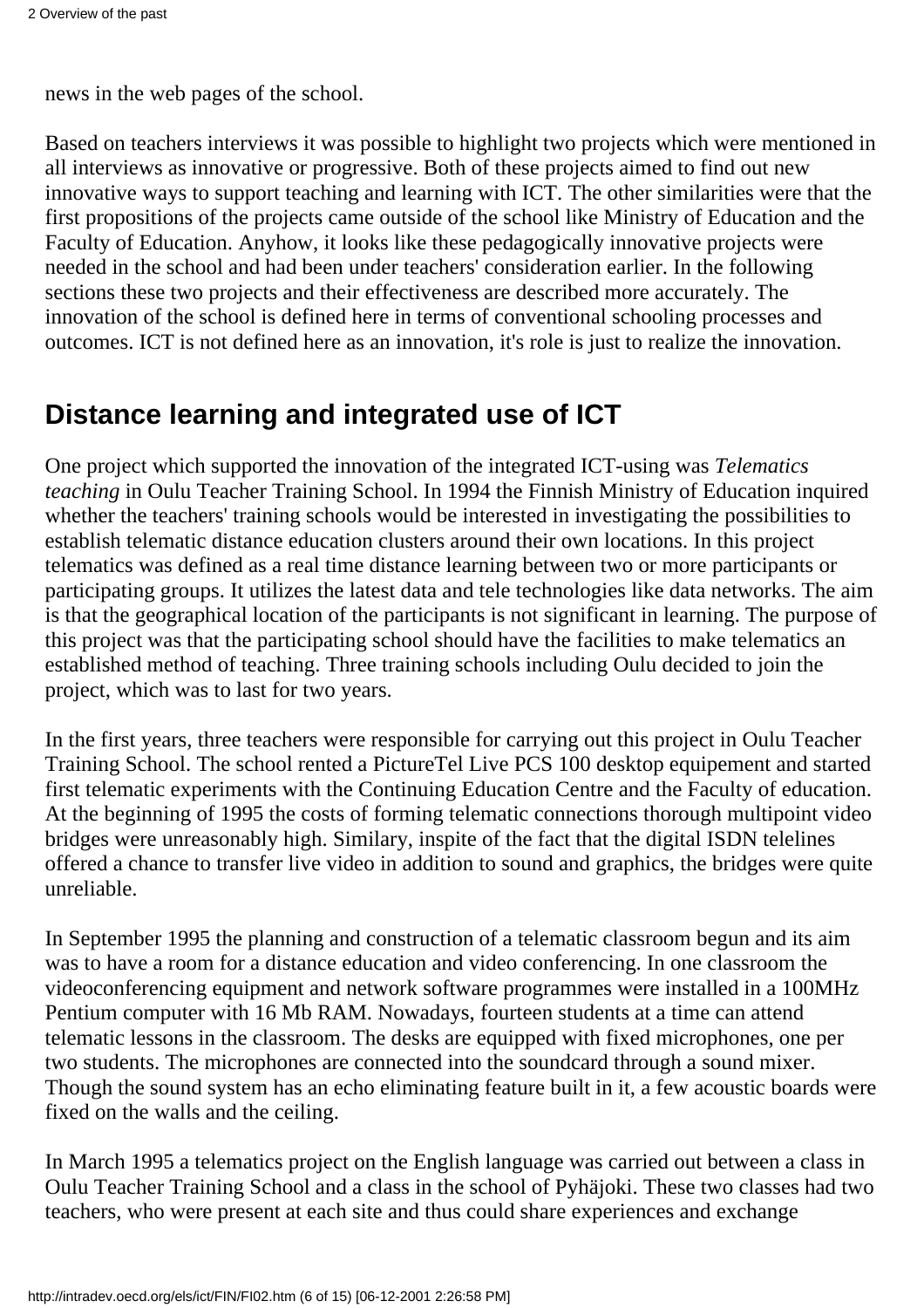news in the web pages of the school.

Based on teachers interviews it was possible to highlight two projects which were mentioned in all interviews as innovative or progressive. Both of these projects aimed to find out new innovative ways to support teaching and learning with ICT. The other similarities were that the first propositions of the projects came outside of the school like Ministry of Education and the Faculty of Education. Anyhow, it looks like these pedagogically innovative projects were needed in the school and had been under teachers' consideration earlier. In the following sections these two projects and their effectiveness are described more accurately. The innovation of the school is defined here in terms of conventional schooling processes and outcomes. ICT is not defined here as an innovation, it's role is just to realize the innovation.

## Distance learning and integrated use of ICT

One project which supported the innovation of the integrated ICT-using was *Telematics teaching* in Oulu Teacher Training School. In 1994 the Finnish Ministry of Education inquired whether the teachers' training schools would be interested in investigating the possibilities to establish telematic distance education clusters around their own locations. In this project telematics was defined as a real time distance learning between two or more participants or participating groups. It utilizes the latest data and tele technologies like data networks. The aim is that the geographical location of the participants is not significant in learning. The purpose of this project was that the participating school should have the facilities to make telematics an established method of teaching. Three training schools including Oulu decided to join the project, which was to last for two years.

In the first years, three teachers were responsible for carrying out this project in Oulu Teacher Training School. The school rented a PictureTel Live PCS 100 desktop equipement and started first telematic experiments with the Continuing Education Centre and the Faculty of education. At the beginning of 1995 the costs of forming telematic connections thorough multipoint video bridges were unreasonably high. Similary, inspite of the fact that the digital ISDN telelines offered a chance to transfer live video in addition to sound and graphics, the bridges were quite unreliable.

In September 1995 the planning and construction of a telematic classroom begun and its aim was to have a room for a distance education and video conferencing. In one classroom the videoconferencing equipment and network software programmes were installed in a 100MHz Pentium computer with 16 Mb RAM. Nowadays, fourteen students at a time can attend telematic lessons in the classroom. The desks are equipped with fixed microphones, one per two students. The microphones are connected into the soundcard through a sound mixer. Though the sound system has an echo eliminating feature built in it, a few acoustic boards were fixed on the walls and the ceiling.

In March 1995 a telematics project on the English language was carried out between a class in Oulu Teacher Training School and a class in the school of Pyhäjoki. These two classes had two teachers, who were present at each site and thus could share experiences and exchange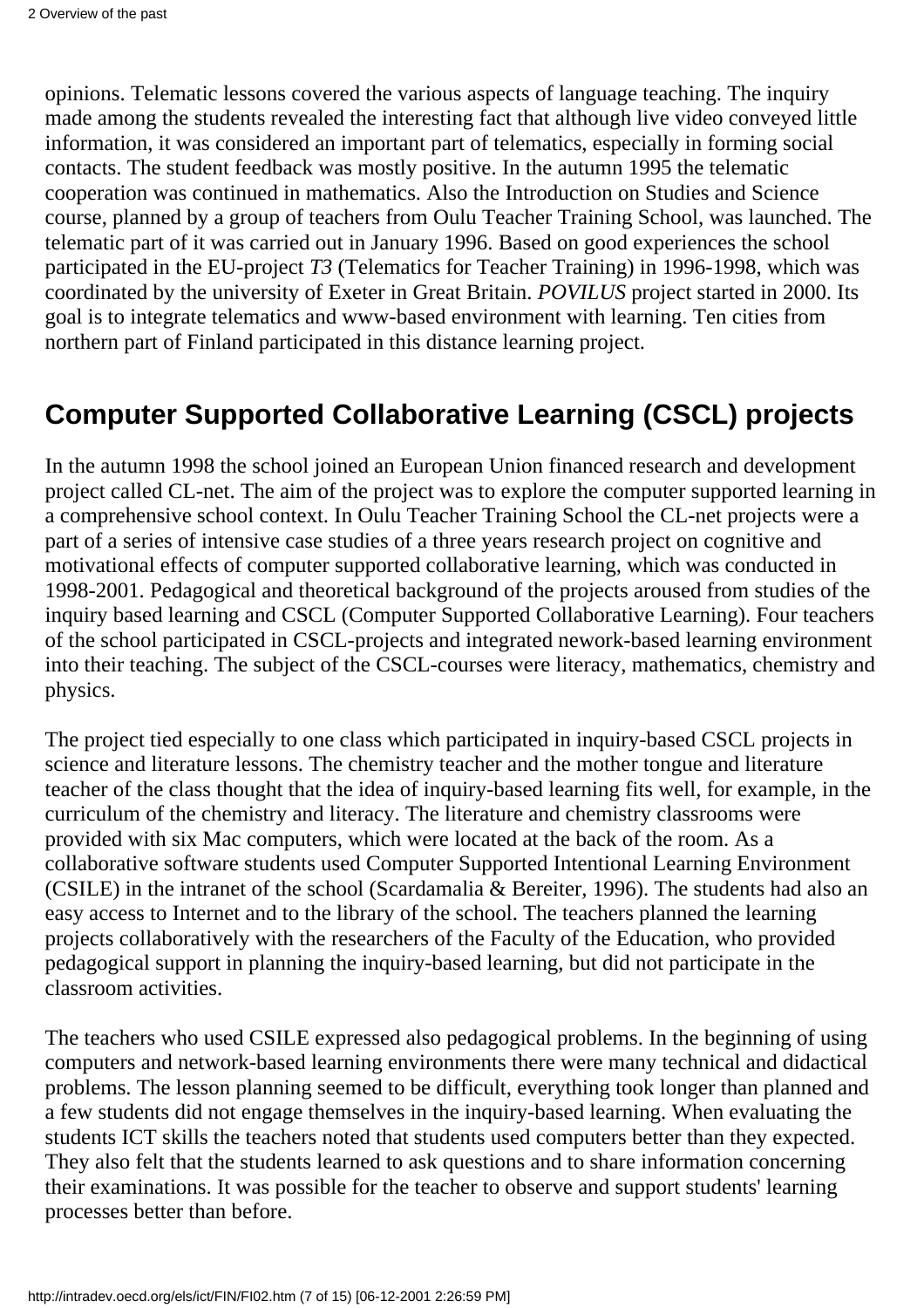opinions. Telematic lessons covered the various aspects of language teaching. The inquiry made among the students revealed the interesting fact that although live video conveyed little information, it was considered an important part of telematics, especially in forming social contacts. The student feedback was mostly positive. In the autumn 1995 the telematic cooperation was continued in mathematics. Also the Introduction on Studies and Science course, planned by a group of teachers from Oulu Teacher Training School, was launched. The telematic part of it was carried out in January 1996. Based on good experiences the school participated in the EU-project *T3* (Telematics for Teacher Training) in 1996-1998, which was coordinated by the university of Exeter in Great Britain. *POVILUS* project started in 2000. Its goal is to integrate telematics and www-based environment with learning. Ten cities from northern part of Finland participated in this distance learning project.

## Computer Supported Collaborative Learning (CSCL) projects

In the autumn 1998 the school joined an European Union financed research and development project called CL-net. The aim of the project was to explore the computer supported learning in a comprehensive school context. In Oulu Teacher Training School the CL-net projects were a part of a series of intensive case studies of a three years research project on cognitive and motivational effects of computer supported collaborative learning, which was conducted in 1998-2001. Pedagogical and theoretical background of the projects aroused from studies of the inquiry based learning and CSCL (Computer Supported Collaborative Learning). Four teachers of the school participated in CSCL-projects and integrated nework-based learning environment into their teaching. The subject of the CSCL-courses were literacy, mathematics, chemistry and physics.

The project tied especially to one class which participated in inquiry-based CSCL projects in science and literature lessons. The chemistry teacher and the mother tongue and literature teacher of the class thought that the idea of inquiry-based learning fits well, for example, in the curriculum of the chemistry and literacy. The literature and chemistry classrooms were provided with six Mac computers, which were located at the back of the room. As a collaborative software students used Computer Supported Intentional Learning Environment (CSILE) in the intranet of the school (Scardamalia & Bereiter, 1996). The students had also an easy access to Internet and to the library of the school. The teachers planned the learning projects collaboratively with the researchers of the Faculty of the Education, who provided pedagogical support in planning the inquiry-based learning, but did not participate in the classroom activities.

The teachers who used CSILE expressed also pedagogical problems. In the beginning of using computers and network-based learning environments there were many technical and didactical problems. The lesson planning seemed to be difficult, everything took longer than planned and a few students did not engage themselves in the inquiry-based learning. When evaluating the students ICT skills the teachers noted that students used computers better than they expected. They also felt that the students learned to ask questions and to share information concerning their examinations. It was possible for the teacher to observe and support students' learning processes better than before.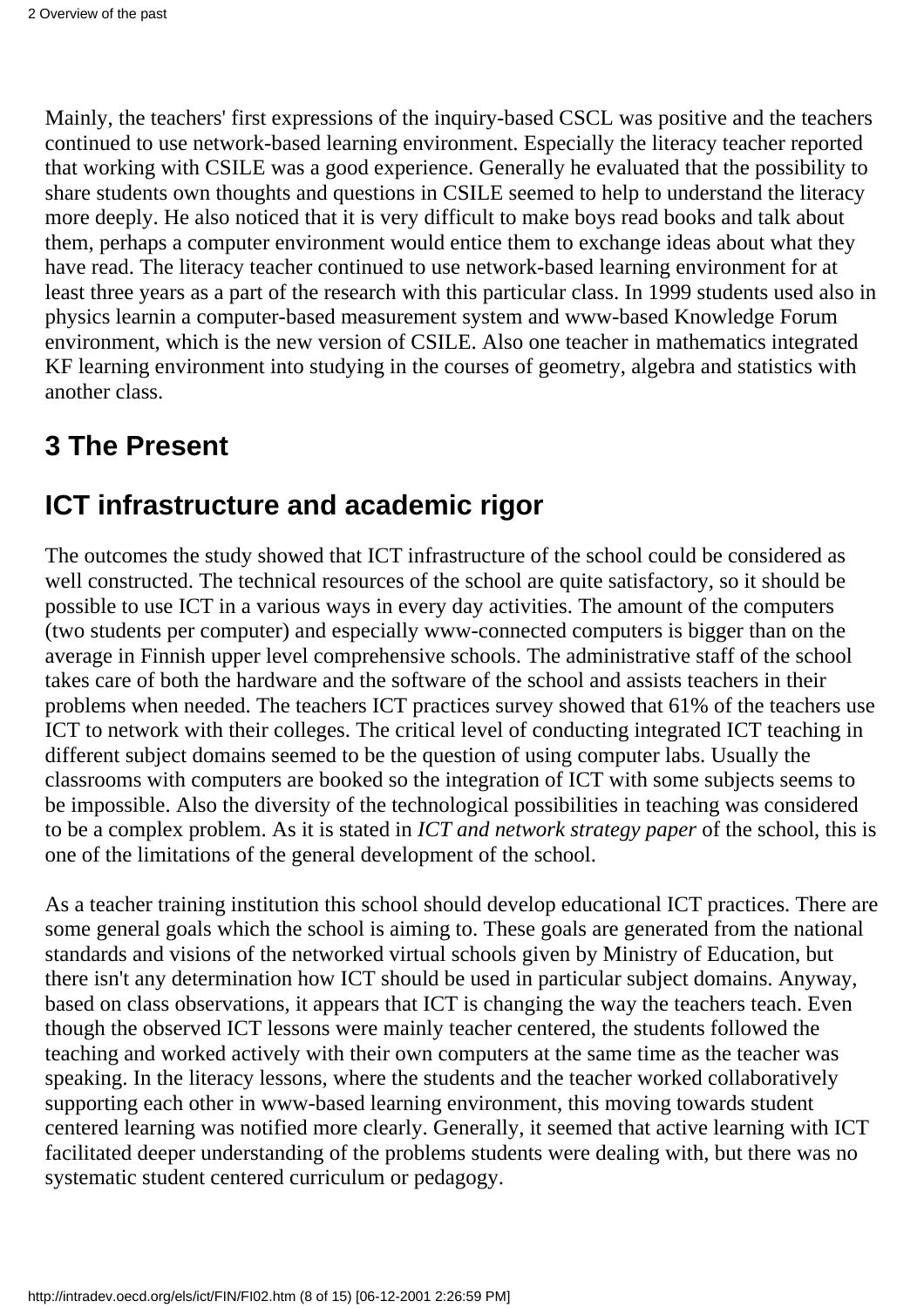Mainly, the teachers' first expressions of the inquiry-based CSCL was positive and the teachers continued to use network-based learning environment. Especially the literacy teacher reported that working with CSILE was a good experience. Generally he evaluated that the possibility to share students own thoughts and questions in CSILE seemed to help to understand the literacy more deeply. He also noticed that it is very difficult to make boys read books and talk about them, perhaps a computer environment would entice them to exchange ideas about what they have read. The literacy teacher continued to use network-based learning environment for at least three years as a part of the research with this particular class. In 1999 students used also in physics learnin a computer-based measurement system and www-based Knowledge Forum environment, which is the new version of CSILE. Also one teacher in mathematics integrated KF learning environment into studying in the courses of geometry, algebra and statistics with another class.

## 3 The Present

## ICT infrastructure and academic rigor

The outcomes the study showed that ICT infrastructure of the school could be considered as well constructed. The technical resources of the school are quite satisfactory, so it should be possible to use ICT in a various ways in every day activities. The amount of the computers (two students per computer) and especially www-connected computers is bigger than on the average in Finnish upper level comprehensive schools. The administrative staff of the school takes care of both the hardware and the software of the school and assists teachers in their problems when needed. The teachers ICT practices survey showed that 61% of the teachers use ICT to network with their colleges. The critical level of conducting integrated ICT teaching in different subject domains seemed to be the question of using computer labs. Usually the classrooms with computers are booked so the integration of ICT with some subjects seems to be impossible. Also the diversity of the technological possibilities in teaching was considered to be a complex problem. As it is stated in *ICT and network strategy paper* of the school, this is one of the limitations of the general development of the school.

As a teacher training institution this school should develop educational ICT practices. There are some general goals which the school is aiming to. These goals are generated from the national standards and visions of the networked virtual schools given by Ministry of Education, but there isn't any determination how ICT should be used in particular subject domains. Anyway, based on class observations, it appears that ICT is changing the way the teachers teach. Even though the observed ICT lessons were mainly teacher centered, the students followed the teaching and worked actively with their own computers at the same time as the teacher was speaking. In the literacy lessons, where the students and the teacher worked collaboratively supporting each other in www-based learning environment, this moving towards student centered learning was notified more clearly. Generally, it seemed that active learning with ICT facilitated deeper understanding of the problems students were dealing with, but there was no systematic student centered curriculum or pedagogy.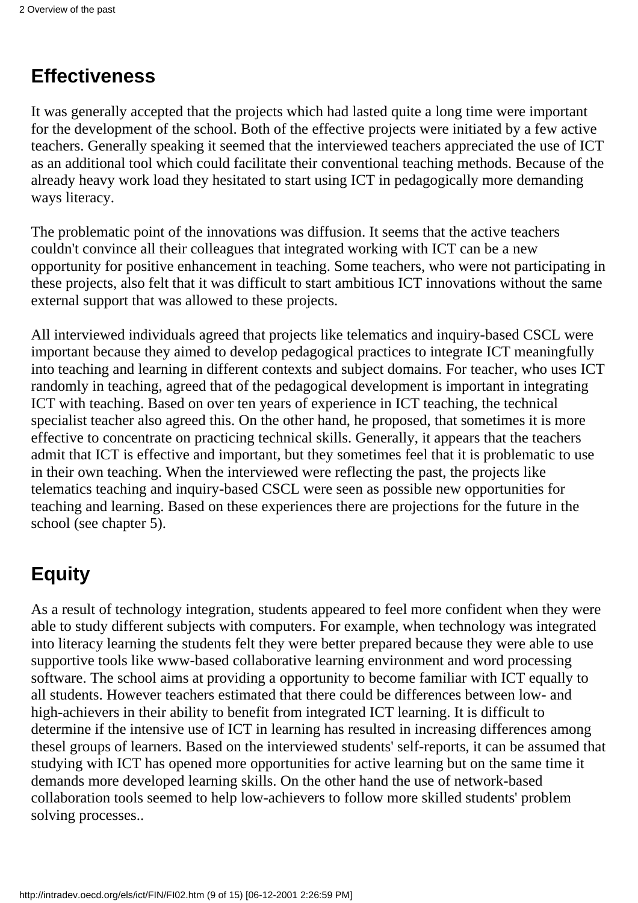## Effectiveness

It was generally accepted that the projects which had lasted quite a long time were important for the development of the school. Both of the effective projects were initiated by a few active teachers. Generally speaking it seemed that the interviewed teachers appreciated the use of ICT as an additional tool which could facilitate their conventional teaching methods. Because of the already heavy work load they hesitated to start using ICT in pedagogically more demanding ways literacy.

The problematic point of the innovations was diffusion. It seems that the active teachers couldn't convince all their colleagues that integrated working with ICT can be a new opportunity for positive enhancement in teaching. Some teachers, who were not participating in these projects, also felt that it was difficult to start ambitious ICT innovations without the same external support that was allowed to these projects.

All interviewed individuals agreed that projects like telematics and inquiry-based CSCL were important because they aimed to develop pedagogical practices to integrate ICT meaningfully into teaching and learning in different contexts and subject domains. For teacher, who uses ICT randomly in teaching, agreed that of the pedagogical development is important in integrating ICT with teaching. Based on over ten years of experience in ICT teaching, the technical specialist teacher also agreed this. On the other hand, he proposed, that sometimes it is more effective to concentrate on practicing technical skills. Generally, it appears that the teachers admit that ICT is effective and important, but they sometimes feel that it is problematic to use in their own teaching. When the interviewed were reflecting the past, the projects like telematics teaching and inquiry-based CSCL were seen as possible new opportunities for teaching and learning. Based on these experiences there are projections for the future in the school (see chapter 5).

## Equity

As a result of technology integration, students appeared to feel more confident when they were able to study different subjects with computers. For example, when technology was integrated into literacy learning the students felt they were better prepared because they were able to use supportive tools like www-based collaborative learning environment and word processing software. The school aims at providing a opportunity to become familiar with ICT equally to all students. However teachers estimated that there could be differences between low- and high-achievers in their ability to benefit from integrated ICT learning. It is difficult to determine if the intensive use of ICT in learning has resulted in increasing differences among thesel groups of learners. Based on the interviewed students' self-reports, it can be assumed that studying with ICT has opened more opportunities for active learning but on the same time it demands more developed learning skills. On the other hand the use of network-based collaboration tools seemed to help low-achievers to follow more skilled students' problem solving processes..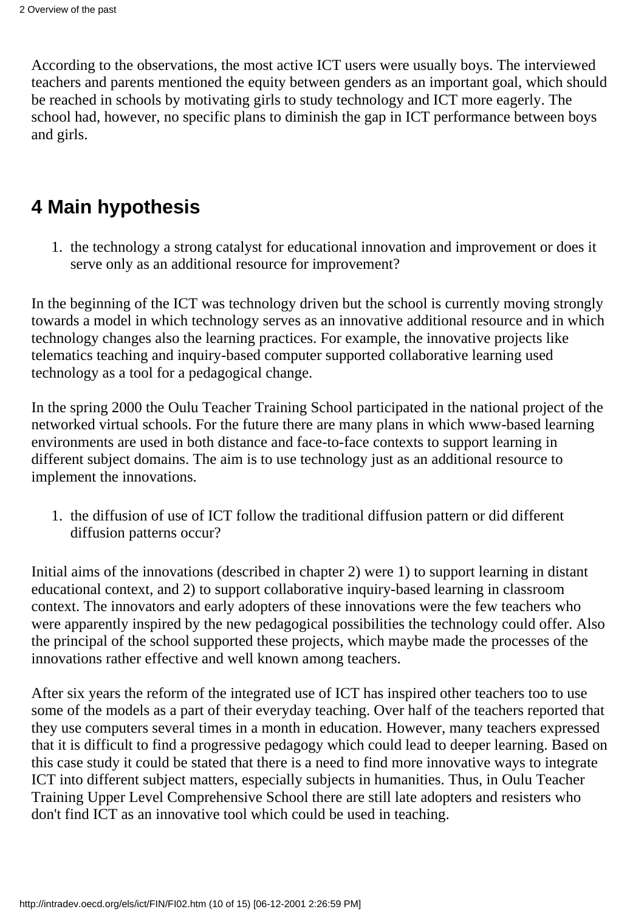According to the observations, the most active ICT users were usually boys. The interviewed teachers and parents mentioned the equity between genders as an important goal, which should be reached in schools by motivating girls to study technology and ICT more eagerly. The school had, however, no specific plans to diminish the gap in ICT performance between boys and girls.

## 4 Main hypothesis

1. the technology a strong catalyst for educational innovation and improvement or does it serve only as an additional resource for improvement?

In the beginning of the ICT was technology driven but the school is currently moving strongly towards a model in which technology serves as an innovative additional resource and in which technology changes also the learning practices. For example, the innovative projects like telematics teaching and inquiry-based computer supported collaborative learning used technology as a tool for a pedagogical change.

In the spring 2000 the Oulu Teacher Training School participated in the national project of the networked virtual schools. For the future there are many plans in which www-based learning environments are used in both distance and face-to-face contexts to support learning in different subject domains. The aim is to use technology just as an additional resource to implement the innovations.

1. the diffusion of use of ICT follow the traditional diffusion pattern or did different diffusion patterns occur?

Initial aims of the innovations (described in chapter 2) were 1) to support learning in distant educational context, and 2) to support collaborative inquiry-based learning in classroom context. The innovators and early adopters of these innovations were the few teachers who were apparently inspired by the new pedagogical possibilities the technology could offer. Also the principal of the school supported these projects, which maybe made the processes of the innovations rather effective and well known among teachers.

After six years the reform of the integrated use of ICT has inspired other teachers too to use some of the models as a part of their everyday teaching. Over half of the teachers reported that they use computers several times in a month in education. However, many teachers expressed that it is difficult to find a progressive pedagogy which could lead to deeper learning. Based on this case study it could be stated that there is a need to find more innovative ways to integrate ICT into different subject matters, especially subjects in humanities. Thus, in Oulu Teacher Training Upper Level Comprehensive School there are still late adopters and resisters who don't find ICT as an innovative tool which could be used in teaching.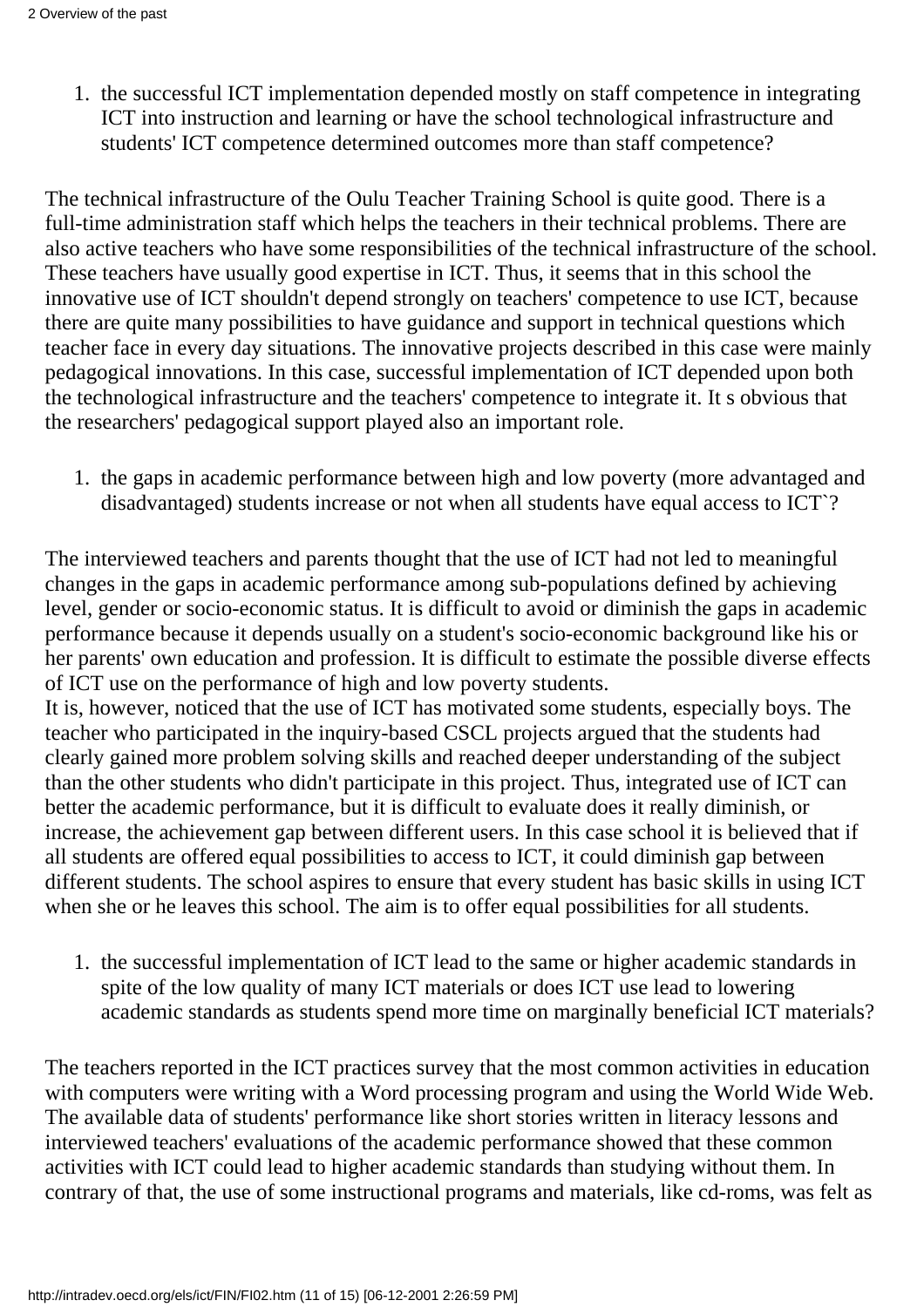1. the successful ICT implementation depended mostly on staff competence in integrating ICT into instruction and learning or have the school technological infrastructure and students' ICT competence determined outcomes more than staff competence?

The technical infrastructure of the Oulu Teacher Training School is quite good. There is a full-time administration staff which helps the teachers in their technical problems. There are also active teachers who have some responsibilities of the technical infrastructure of the school. These teachers have usually good expertise in ICT. Thus, it seems that in this school the innovative use of ICT shouldn't depend strongly on teachers' competence to use ICT, because there are quite many possibilities to have guidance and support in technical questions which teacher face in every day situations. The innovative projects described in this case were mainly pedagogical innovations. In this case, successful implementation of ICT depended upon both the technological infrastructure and the teachers' competence to integrate it. It s obvious that the researchers' pedagogical support played also an important role.

1. the gaps in academic performance between high and low poverty (more advantaged and disadvantaged) students increase or not when all students have equal access to ICT`?

The interviewed teachers and parents thought that the use of ICT had not led to meaningful changes in the gaps in academic performance among sub-populations defined by achieving level, gender or socio-economic status. It is difficult to avoid or diminish the gaps in academic performance because it depends usually on a student's socio-economic background like his or her parents' own education and profession. It is difficult to estimate the possible diverse effects of ICT use on the performance of high and low poverty students.
It is, however, noticed that the use of ICT has motivated some students, especially boys. The teacher who participated in the inquiry-based CSCL projects argued that the students had clearly gained more problem solving skills and reached deeper understanding of the subject than the other students who didn't participate in this project. Thus, integrated use of ICT can better the academic performance, but it is difficult to evaluate does it really diminish, or increase, the achievement gap between different users. In this case school it is believed that if all students are offered equal possibilities to access to ICT, it could diminish gap between different students. The school aspires to ensure that every student has basic skills in using ICT when she or he leaves this school. The aim is to offer equal possibilities for all students.

1. the successful implementation of ICT lead to the same or higher academic standards in spite of the low quality of many ICT materials or does ICT use lead to lowering academic standards as students spend more time on marginally beneficial ICT materials?

The teachers reported in the ICT practices survey that the most common activities in education with computers were writing with a Word processing program and using the World Wide Web. The available data of students' performance like short stories written in literacy lessons and interviewed teachers' evaluations of the academic performance showed that these common activities with ICT could lead to higher academic standards than studying without them. In contrary of that, the use of some instructional programs and materials, like cd-roms, was felt as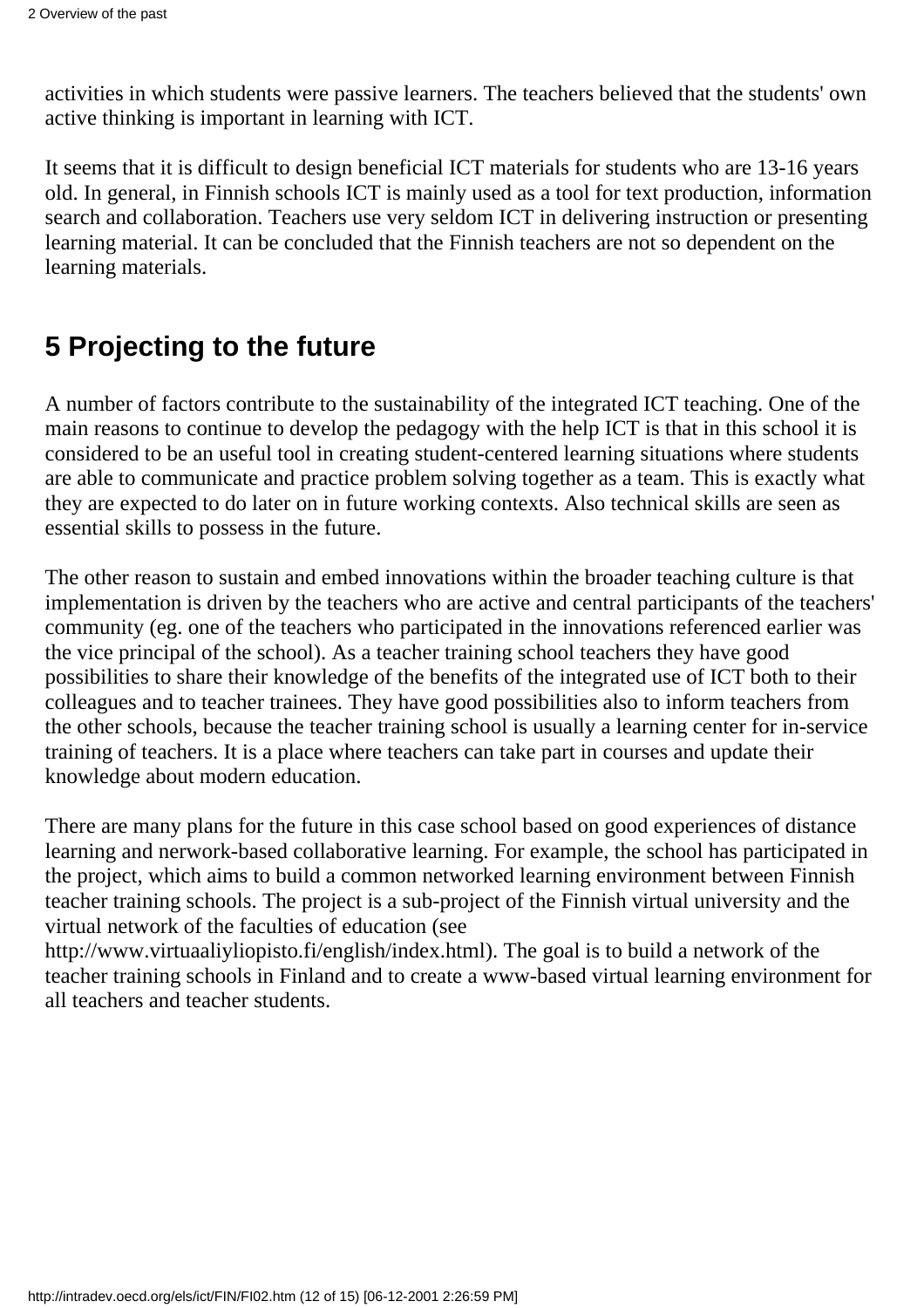activities in which students were passive learners. The teachers believed that the students' own active thinking is important in learning with ICT.

It seems that it is difficult to design beneficial ICT materials for students who are 13-16 years old. In general, in Finnish schools ICT is mainly used as a tool for text production, information search and collaboration. Teachers use very seldom ICT in delivering instruction or presenting learning material. It can be concluded that the Finnish teachers are not so dependent on the learning materials.

## 5 Projecting to the future

A number of factors contribute to the sustainability of the integrated ICT teaching. One of the main reasons to continue to develop the pedagogy with the help ICT is that in this school it is considered to be an useful tool in creating student-centered learning situations where students are able to communicate and practice problem solving together as a team. This is exactly what they are expected to do later on in future working contexts. Also technical skills are seen as essential skills to possess in the future.

The other reason to sustain and embed innovations within the broader teaching culture is that implementation is driven by the teachers who are active and central participants of the teachers' community (eg. one of the teachers who participated in the innovations referenced earlier was the vice principal of the school). As a teacher training school teachers they have good possibilities to share their knowledge of the benefits of the integrated use of ICT both to their colleagues and to teacher trainees. They have good possibilities also to inform teachers from the other schools, because the teacher training school is usually a learning center for in-service training of teachers. It is a place where teachers can take part in courses and update their knowledge about modern education.

There are many plans for the future in this case school based on good experiences of distance learning and nerwork-based collaborative learning. For example, the school has participated in the project, which aims to build a common networked learning environment between Finnish teacher training schools. The project is a sub-project of the Finnish virtual university and the virtual network of the faculties of education (see http://www.virtuaaliyliopisto.fi/english/index.html). The goal is to build a network of the teacher training schools in Finland and to create a www-based virtual learning environment for all teachers and teacher students.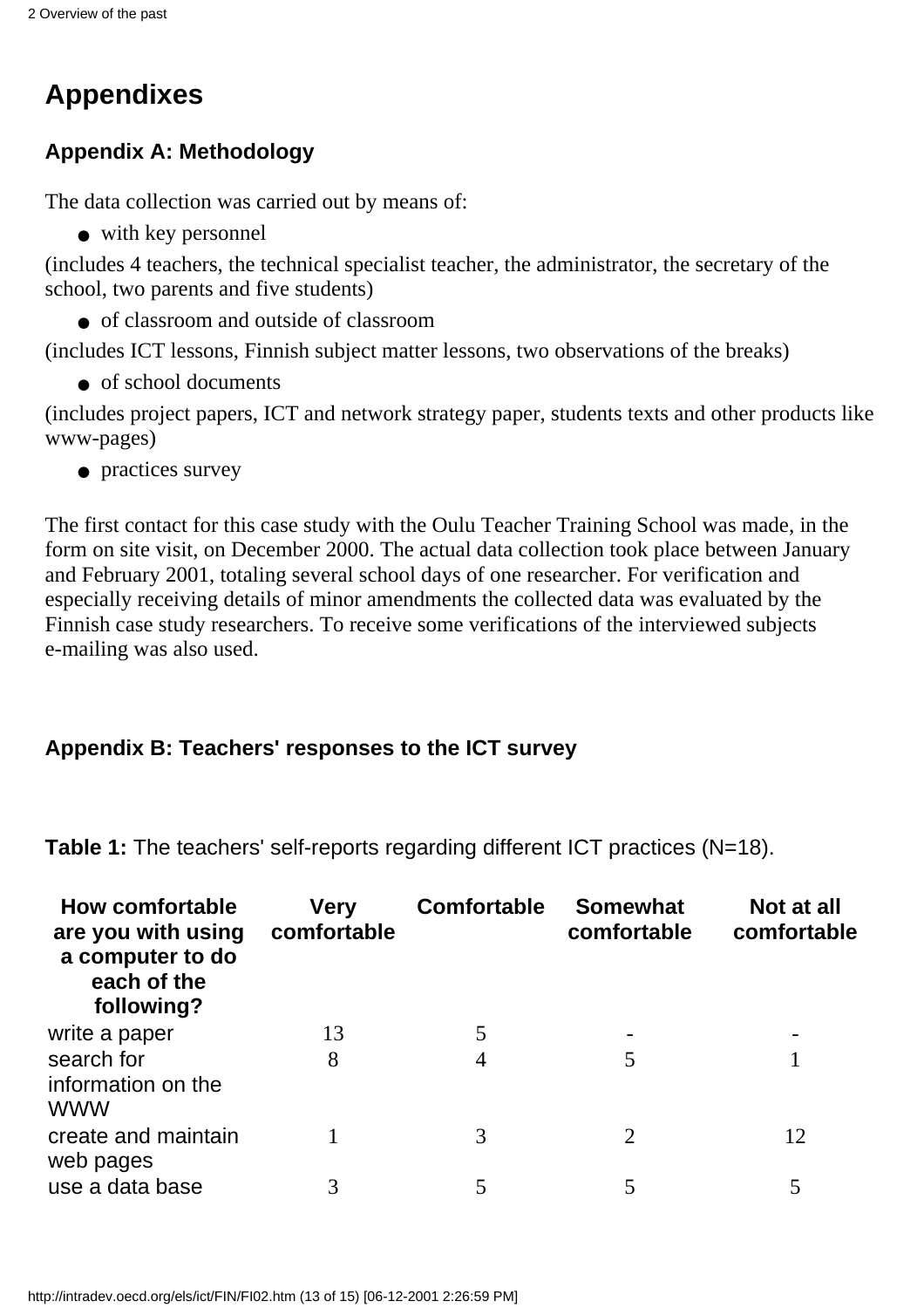# Appendixes

## Appendix A: Methodology

The data collection was carried out by means of:

- with key personnel

(includes 4 teachers, the technical specialist teacher, the administrator, the secretary of the school, two parents and five students)

- of classroom and outside of classroom

(includes ICT lessons, Finnish subject matter lessons, two observations of the breaks)

- of school documents

(includes project papers, ICT and network strategy paper, students texts and other products like www-pages)

- practices survey

The first contact for this case study with the Oulu Teacher Training School was made, in the form on site visit, on December 2000. The actual data collection took place between January and February 2001, totaling several school days of one researcher. For verification and especially receiving details of minor amendments the collected data was evaluated by the Finnish case study researchers. To receive some verifications of the interviewed subjects e-mailing was also used.

## Appendix B: Teachers' responses to the ICT survey

**Table 1:** The teachers' self-reports regarding different ICT practices (N=18).

| How comfortable are you with using a computer to do each of the following? | Very comfortable | Comfortable | Somewhat comfortable | Not at all comfortable |
|---|---|---|---|---|
| write a paper | 13 | 5 | - | - |
| search for information on the WWW | 8 | 4 | 5 | 1 |
| create and maintain web pages | 1 | 3 | 2 | 12 |
| use a data base | 3 | 5 | 5 | 5 |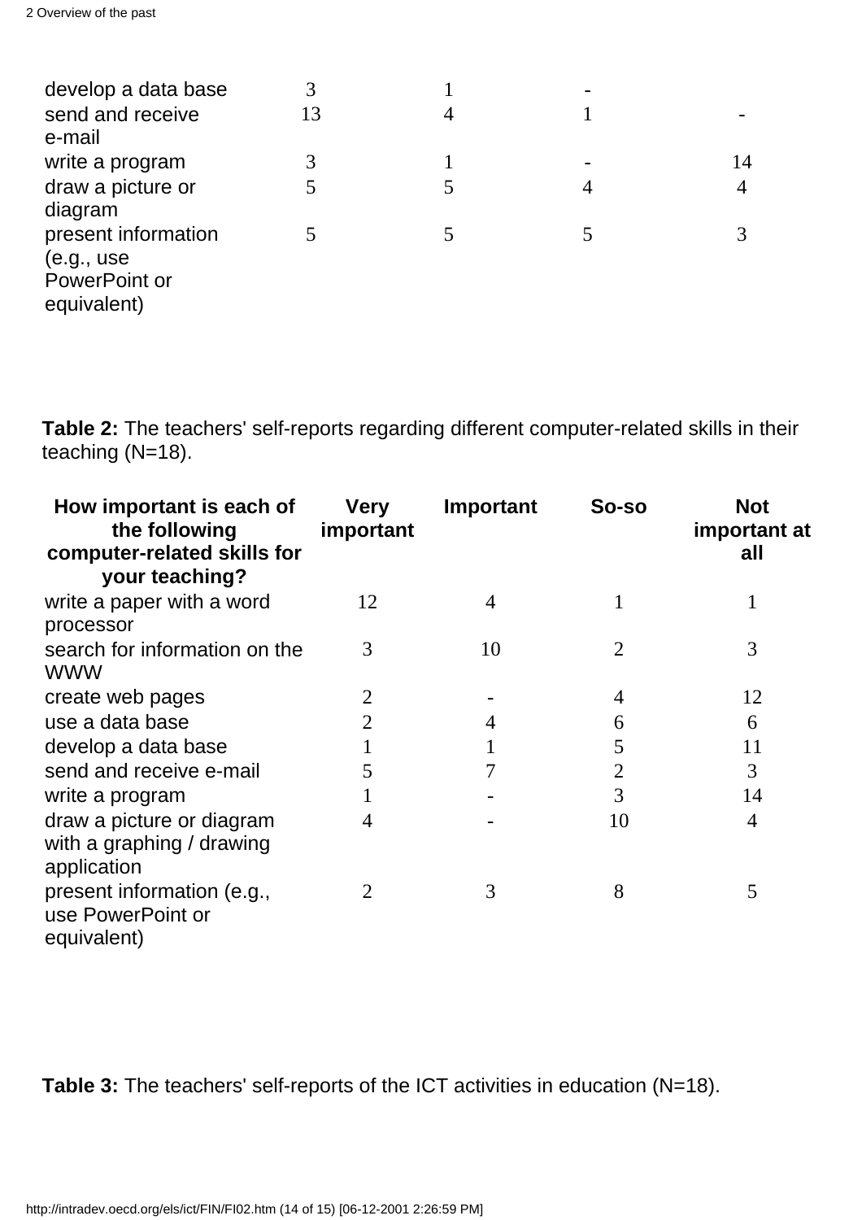|  |  |  |  |  |
|---|---|---|---|---|
| develop a data base | 3 | 1 | - |  |
| send and receive e-mail | 13 | 4 | 1 | - |
| write a program | 3 | 1 | - | 14 |
| draw a picture or diagram | 5 | 5 | 4 | 4 |
| present information (e.g., use PowerPoint or equivalent) | 5 | 5 | 5 | 3 |

**Table 2:** The teachers' self-reports regarding different computer-related skills in their teaching (N=18).

| How important is each of the following computer-related skills for your teaching? | Very important | Important | So-so | Not important at all |
|---|---|---|---|---|
| write a paper with a word processor | 12 | 4 | 1 | 1 |
| search for information on the WWW | 3 | 10 | 2 | 3 |
| create web pages | 2 | - | 4 | 12 |
| use a data base | 2 | 4 | 6 | 6 |
| develop a data base | 1 | 1 | 5 | 11 |
| send and receive e-mail | 5 | 7 | 2 | 3 |
| write a program | 1 | - | 3 | 14 |
| draw a picture or diagram with a graphing / drawing application | 4 | - | 10 | 4 |
| present information (e.g., use PowerPoint or equivalent) | 2 | 3 | 8 | 5 |

**Table 3:** The teachers' self-reports of the ICT activities in education (N=18).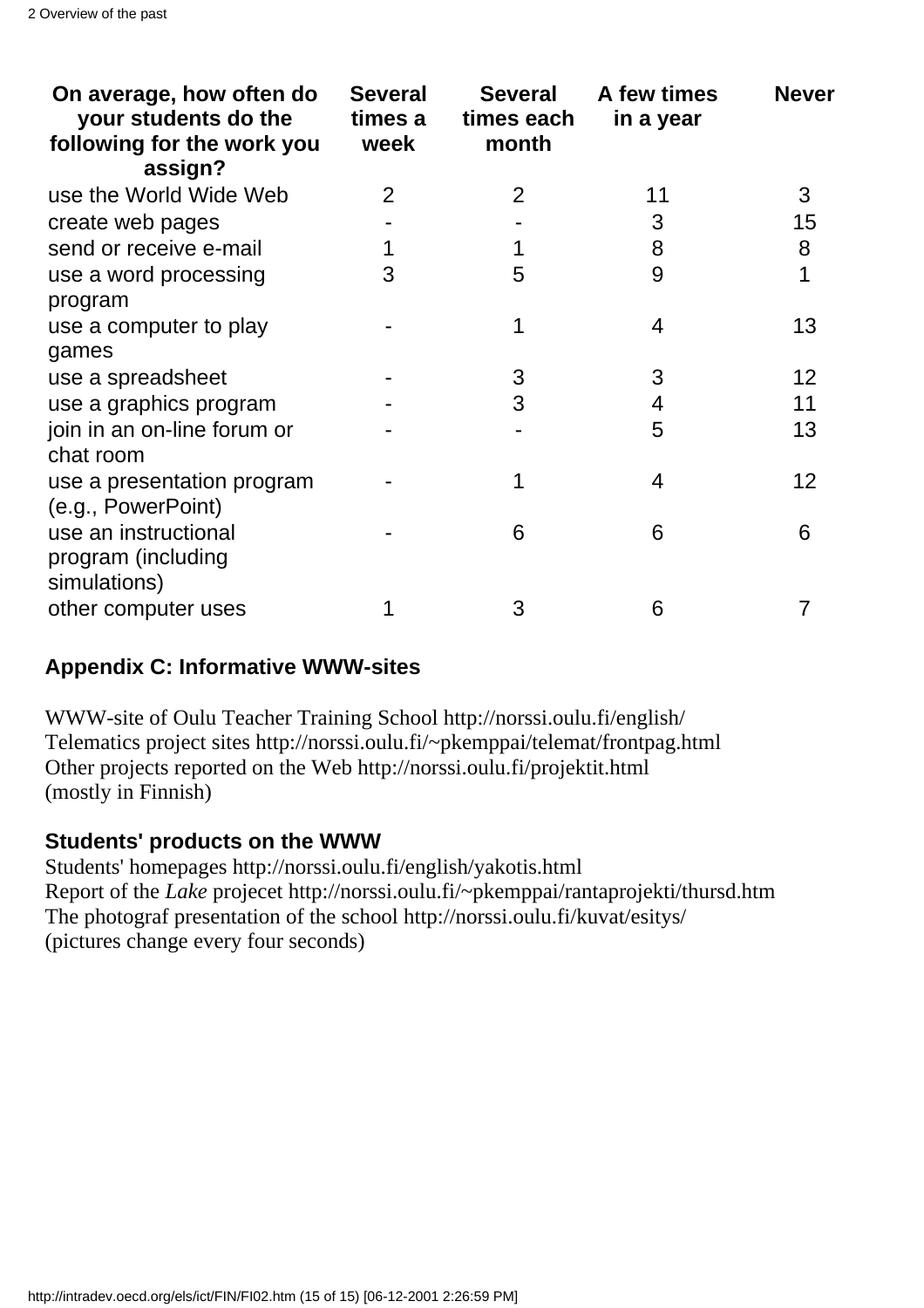| On average, how often do your students do the following for the work you assign? | Several times a week | Several times each month | A few times in a year | Never |
|---|---|---|---|---|
| use the World Wide Web | 2 | 2 | 11 | 3 |
| create web pages | - | - | 3 | 15 |
| send or receive e-mail | 1 | 1 | 8 | 8 |
| use a word processing program | 3 | 5 | 9 | 1 |
| use a computer to play games | - | 1 | 4 | 13 |
| use a spreadsheet | - | 3 | 3 | 12 |
| use a graphics program | - | 3 | 4 | 11 |
| join in an on-line forum or chat room | - | - | 5 | 13 |
| use a presentation program (e.g., PowerPoint) | - | 1 | 4 | 12 |
| use an instructional program (including simulations) | - | 6 | 6 | 6 |
| other computer uses | 1 | 3 | 6 | 7 |

## Appendix C: Informative WWW-sites

WWW-site of Oulu Teacher Training School http://norssi.oulu.fi/english/
Telematics project sites http://norssi.oulu.fi/~pkemppai/telemat/frontpag.html
Other projects reported on the Web http://norssi.oulu.fi/projektit.html
(mostly in Finnish)

## Students' products on the WWW

Students' homepages http://norssi.oulu.fi/english/yakotis.html
Report of the *Lake* projecet http://norssi.oulu.fi/~pkemppai/rantaprojekti/thursd.htm
The photograf presentation of the school http://norssi.oulu.fi/kuvat/esitys/
(pictures change every four seconds)